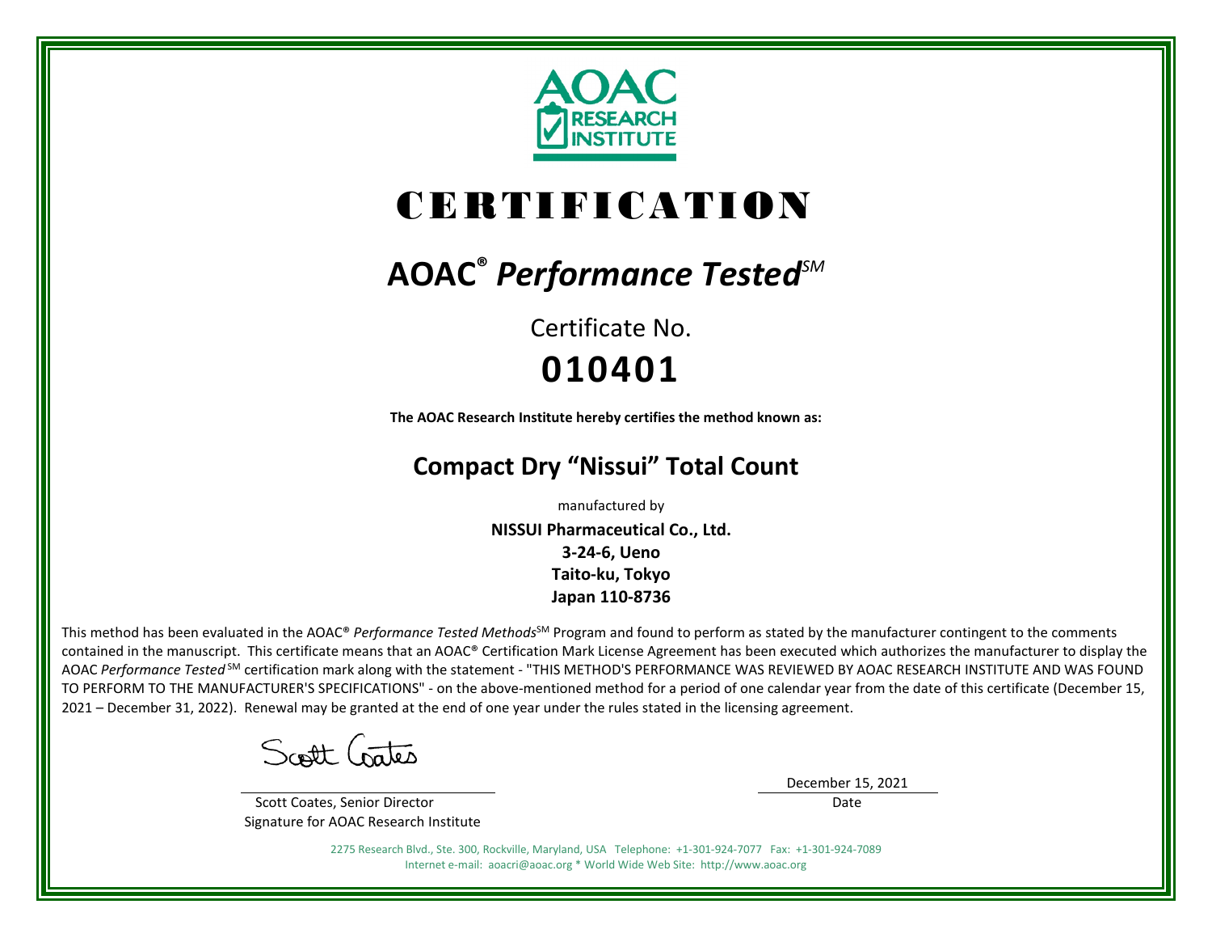AOAC RESEARCH INSTITUTE

# CERTIFICATION

## AOAC® *Performance Tested*℠

Certificate No.

**010401**

**The AOAC Research Institute hereby certifies the method known as:**

## Compact Dry "Nissui" Total Count

manufactured by

**NISSUI Pharmaceutical Co., Ltd.**
**3-24-6, Ueno**
**Taito-ku, Tokyo**
**Japan 110-8736**

This method has been evaluated in the AOAC® *Performance Tested Methods*℠ Program and found to perform as stated by the manufacturer contingent to the comments contained in the manuscript. This certificate means that an AOAC® Certification Mark License Agreement has been executed which authorizes the manufacturer to display the AOAC *Performance Tested*℠ certification mark along with the statement - "THIS METHOD'S PERFORMANCE WAS REVIEWED BY AOAC RESEARCH INSTITUTE AND WAS FOUND TO PERFORM TO THE MANUFACTURER'S SPECIFICATIONS" - on the above-mentioned method for a period of one calendar year from the date of this certificate (December 15, 2021 – December 31, 2022). Renewal may be granted at the end of one year under the rules stated in the licensing agreement.

Scott Coates, Senior Director
Signature for AOAC Research Institute

December 15, 2021
Date

2275 Research Blvd., Ste. 300, Rockville, Maryland, USA Telephone: +1-301-924-7077 Fax: +1-301-924-7089
Internet e-mail: aoacri@aoac.org * World Wide Web Site: http://www.aoac.org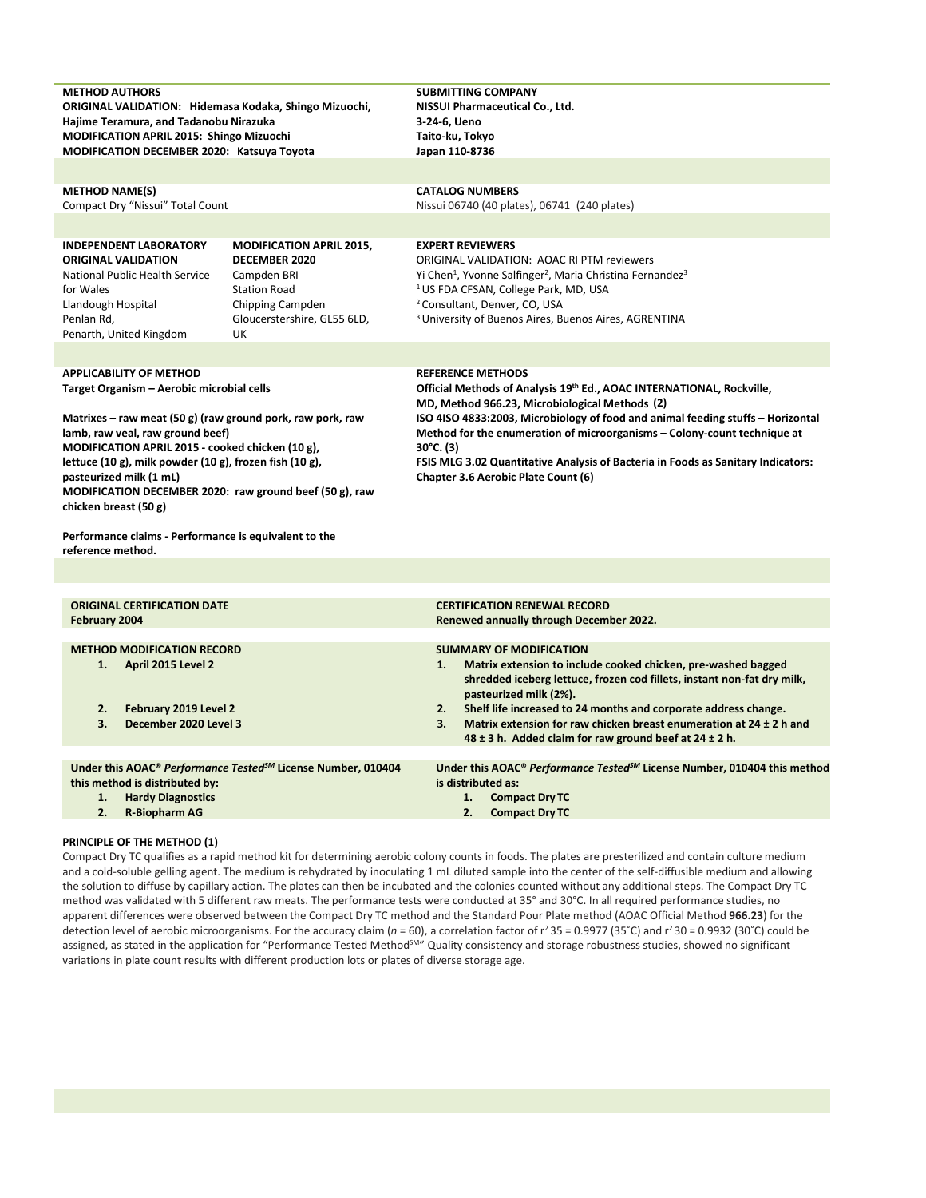**METHOD AUTHORS**
**ORIGINAL VALIDATION: Hidemasa Kodaka, Shingo Mizuochi, Hajime Teramura, and Tadanobu Nirazuka**
**MODIFICATION APRIL 2015: Shingo Mizuochi**
**MODIFICATION DECEMBER 2020: Katsuya Toyota**

**SUBMITTING COMPANY**
**NISSUI Pharmaceutical Co., Ltd.**
**3-24-6, Ueno**
**Taito-ku, Tokyo**
**Japan 110-8736**

**METHOD NAME(S)**
Compact Dry "Nissui" Total Count

**CATALOG NUMBERS**
Nissui 06740 (40 plates), 06741 (240 plates)

**INDEPENDENT LABORATORY ORIGINAL VALIDATION**
National Public Health Service for Wales
Llandough Hospital
Penlan Rd,
Penarth, United Kingdom

**MODIFICATION APRIL 2015, DECEMBER 2020**
Campden BRI
Station Road
Chipping Campden
Gloucerstershire, GL55 6LD, UK

**EXPERT REVIEWERS**
ORIGINAL VALIDATION: AOAC RI PTM reviewers
Yi Chen[1], Yvonne Salfinger[2], Maria Christina Fernandez[3]
[1] US FDA CFSAN, College Park, MD, USA
[2] Consultant, Denver, CO, USA
[3] University of Buenos Aires, Buenos Aires, AGRENTINA

**APPLICABILITY OF METHOD**
**Target Organism – Aerobic microbial cells**

**Matrixes – raw meat (50 g) (raw ground pork, raw pork, raw lamb, raw veal, raw ground beef)**
**MODIFICATION APRIL 2015 - cooked chicken (10 g), lettuce (10 g), milk powder (10 g), frozen fish (10 g), pasteurized milk (1 mL)**
**MODIFICATION DECEMBER 2020: raw ground beef (50 g), raw chicken breast (50 g)**

**Performance claims - Performance is equivalent to the reference method.**

**REFERENCE METHODS**
**Official Methods of Analysis 19th Ed., AOAC INTERNATIONAL, Rockville, MD, Method 966.23, Microbiological Methods (2)**
**ISO 4ISO 4833:2003, Microbiology of food and animal feeding stuffs – Horizontal Method for the enumeration of microorganisms – Colony-count technique at 30°C. (3)**
**FSIS MLG 3.02 Quantitative Analysis of Bacteria in Foods as Sanitary Indicators: Chapter 3.6 Aerobic Plate Count (6)**

**ORIGINAL CERTIFICATION DATE**
**February 2004**

**CERTIFICATION RENEWAL RECORD**
**Renewed annually through December 2022.**

**METHOD MODIFICATION RECORD**
1. **April 2015 Level 2**
2. **February 2019 Level 2**
3. **December 2020 Level 3**

**SUMMARY OF MODIFICATION**
1. **Matrix extension to include cooked chicken, pre-washed bagged shredded iceberg lettuce, frozen cod fillets, instant non-fat dry milk, pasteurized milk (2%).**
2. **Shelf life increased to 24 months and corporate address change.**
3. **Matrix extension for raw chicken breast enumeration at 24 ± 2 h and 48 ± 3 h. Added claim for raw ground beef at 24 ± 2 h.**

**Under this AOAC® *Performance Tested*SM License Number, 010404 this method is distributed by:**
1. **Hardy Diagnostics**
2. **R-Biopharm AG**

**Under this AOAC® *Performance Tested*SM License Number, 010404 this method is distributed as:**
1. **Compact Dry TC**
2. **Compact Dry TC**

**PRINCIPLE OF THE METHOD (1)**

Compact Dry TC qualifies as a rapid method kit for determining aerobic colony counts in foods. The plates are presterilized and contain culture medium and a cold-soluble gelling agent. The medium is rehydrated by inoculating 1 mL diluted sample into the center of the self-diffusible medium and allowing the solution to diffuse by capillary action. The plates can then be incubated and the colonies counted without any additional steps. The Compact Dry TC method was validated with 5 different raw meats. The performance tests were conducted at 35° and 30°C. In all required performance studies, no apparent differences were observed between the Compact Dry TC method and the Standard Pour Plate method (AOAC Official Method **966.23**) for the detection level of aerobic microorganisms. For the accuracy claim ($n$ = 60), a correlation factor of $r^2$ 35 = 0.9977 (35˚C) and $r^2$ 30 = 0.9932 (30˚C) could be assigned, as stated in the application for "Performance Tested MethodSM" Quality consistency and storage robustness studies, showed no significant variations in plate count results with different production lots or plates of diverse storage age.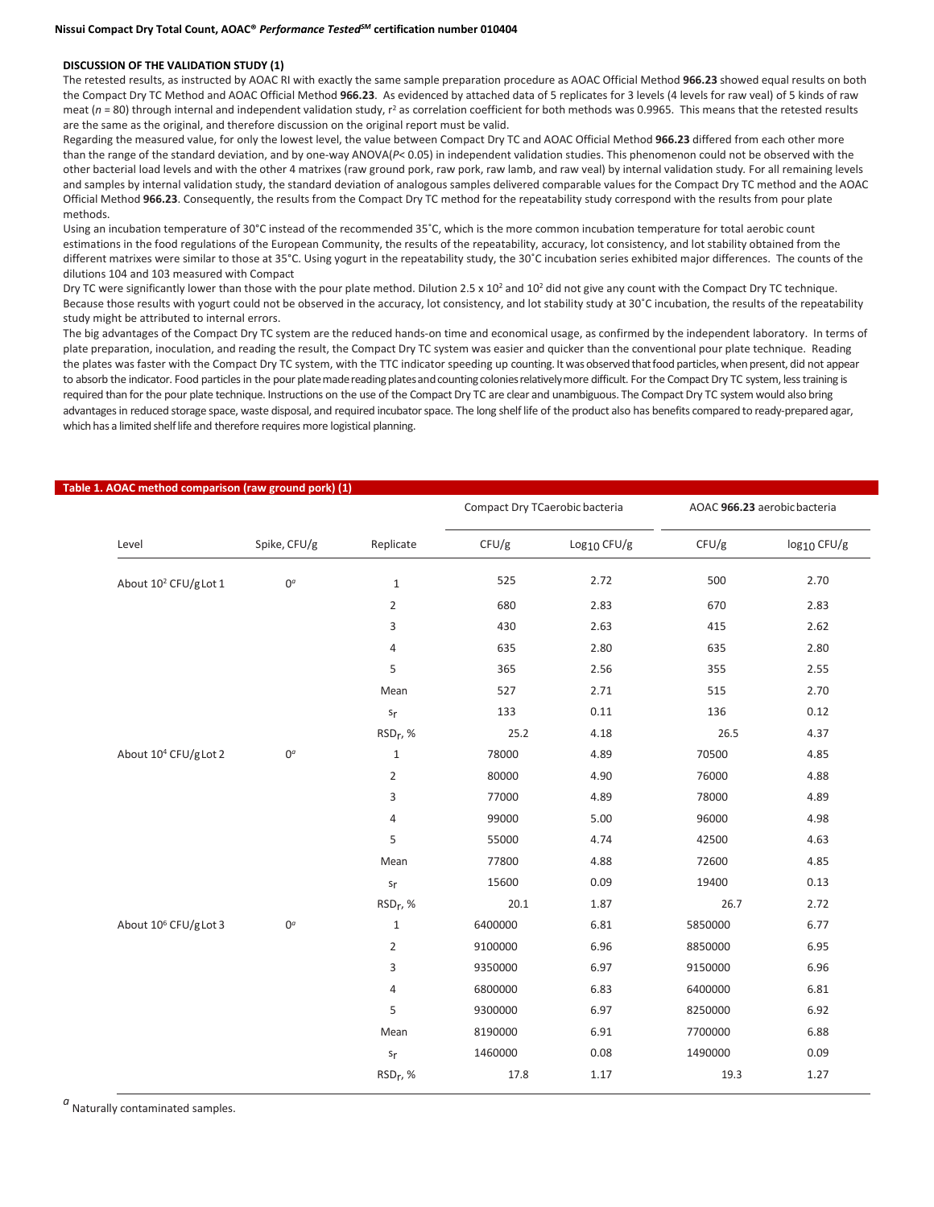### DISCUSSION OF THE VALIDATION STUDY (1)

The retested results, as instructed by AOAC RI with exactly the same sample preparation procedure as AOAC Official Method **966.23** showed equal results on both the Compact Dry TC Method and AOAC Official Method **966.23**. As evidenced by attached data of 5 replicates for 3 levels (4 levels for raw veal) of 5 kinds of raw meat ($n$ = 80) through internal and independent validation study, $r^2$ as correlation coefficient for both methods was 0.9965. This means that the retested results are the same as the original, and therefore discussion on the original report must be valid.

Regarding the measured value, for only the lowest level, the value between Compact Dry TC and AOAC Official Method **966.23** differed from each other more than the range of the standard deviation, and by one-way ANOVA($P$< 0.05) in independent validation studies. This phenomenon could not be observed with the other bacterial load levels and with the other 4 matrixes (raw ground pork, raw pork, raw lamb, and raw veal) by internal validation study. For all remaining levels and samples by internal validation study, the standard deviation of analogous samples delivered comparable values for the Compact Dry TC method and the AOAC Official Method **966.23**. Consequently, the results from the Compact Dry TC method for the repeatability study correspond with the results from pour plate methods.

Using an incubation temperature of 30°C instead of the recommended 35˚C, which is the more common incubation temperature for total aerobic count estimations in the food regulations of the European Community, the results of the repeatability, accuracy, lot consistency, and lot stability obtained from the different matrixes were similar to those at 35°C. Using yogurt in the repeatability study, the 30˚C incubation series exhibited major differences. The counts of the dilutions 104 and 103 measured with Compact

Dry TC were significantly lower than those with the pour plate method. Dilution 2.5 x $10^2$ and $10^2$ did not give any count with the Compact Dry TC technique. Because those results with yogurt could not be observed in the accuracy, lot consistency, and lot stability study at 30˚C incubation, the results of the repeatability study might be attributed to internal errors.

The big advantages of the Compact Dry TC system are the reduced hands-on time and economical usage, as confirmed by the independent laboratory. In terms of plate preparation, inoculation, and reading the result, the Compact Dry TC system was easier and quicker than the conventional pour plate technique. Reading the plates was faster with the Compact Dry TC system, with the TTC indicator speeding up counting. It was observed that food particles, when present, did not appear to absorb the indicator. Food particles in the pour plate made reading plates and counting colonies relatively more difficult. For the Compact Dry TC system, less training is required than for the pour plate technique. Instructions on the use of the Compact Dry TC are clear and unambiguous. The Compact Dry TC system would also bring advantages in reduced storage space, waste disposal, and required incubator space. The long shelf life of the product also has benefits compared to ready-prepared agar, which has a limited shelf life and therefore requires more logistical planning.

**Table 1. AOAC method comparison (raw ground pork) (1)**

| Level | Spike, CFU/g | Replicate | Compact Dry TC aerobic bacteria | | AOAC **966.23** aerobic bacteria | |
|---|---|---|---|---|---|---|
| | | | CFU/g | $Log_{10}$ CFU/g | CFU/g | $log_{10}$ CFU/g |
| About $10^2$ CFU/g Lot 1 | $0^a$ | 1 | 525 | 2.72 | 500 | 2.70 |
| | | 2 | 680 | 2.83 | 670 | 2.83 |
| | | 3 | 430 | 2.63 | 415 | 2.62 |
| | | 4 | 635 | 2.80 | 635 | 2.80 |
| | | 5 | 365 | 2.56 | 355 | 2.55 |
| | | Mean | 527 | 2.71 | 515 | 2.70 |
| | | $s_r$ | 133 | 0.11 | 136 | 0.12 |
| | | $RSD_r$, % | 25.2 | 4.18 | 26.5 | 4.37 |
| About $10^4$ CFU/g Lot 2 | $0^a$ | 1 | 78000 | 4.89 | 70500 | 4.85 |
| | | 2 | 80000 | 4.90 | 76000 | 4.88 |
| | | 3 | 77000 | 4.89 | 78000 | 4.89 |
| | | 4 | 99000 | 5.00 | 96000 | 4.98 |
| | | 5 | 55000 | 4.74 | 42500 | 4.63 |
| | | Mean | 77800 | 4.88 | 72600 | 4.85 |
| | | $s_r$ | 15600 | 0.09 | 19400 | 0.13 |
| | | $RSD_r$, % | 20.1 | 1.87 | 26.7 | 2.72 |
| About $10^6$ CFU/g Lot 3 | $0^a$ | 1 | 6400000 | 6.81 | 5850000 | 6.77 |
| | | 2 | 9100000 | 6.96 | 8850000 | 6.95 |
| | | 3 | 9350000 | 6.97 | 9150000 | 6.96 |
| | | 4 | 6800000 | 6.83 | 6400000 | 6.81 |
| | | 5 | 9300000 | 6.97 | 8250000 | 6.92 |
| | | Mean | 8190000 | 6.91 | 7700000 | 6.88 |
| | | $s_r$ | 1460000 | 0.08 | 1490000 | 0.09 |
| | | $RSD_r$, % | 17.8 | 1.17 | 19.3 | 1.27 |

[a] Naturally contaminated samples.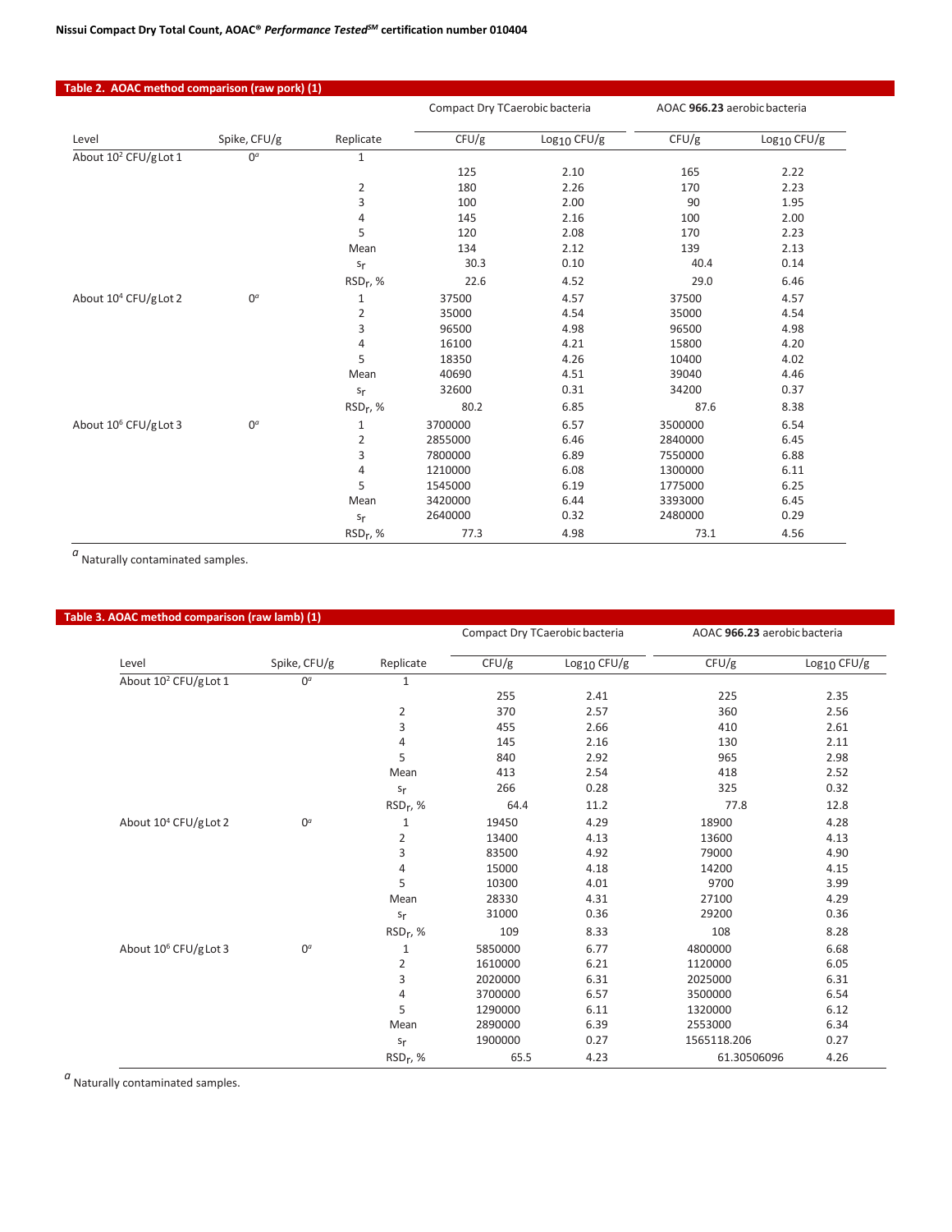**Table 2. AOAC method comparison (raw pork) (1)**

| Level | Spike, CFU/g | Replicate | Compact Dry TCaerobic bacteria | | AOAC **966.23** aerobic bacteria | |
|---|---|---|---|---|---|---|
| | | | CFU/g | $Log_{10}$ CFU/g | CFU/g | $Log_{10}$ CFU/g |
| About $10^2$ CFU/g Lot 1 | $0^a$ | 1 | 125 | 2.10 | 165 | 2.22 |
| | | 2 | 180 | 2.26 | 170 | 2.23 |
| | | 3 | 100 | 2.00 | 90 | 1.95 |
| | | 4 | 145 | 2.16 | 100 | 2.00 |
| | | 5 | 120 | 2.08 | 170 | 2.23 |
| | | Mean | 134 | 2.12 | 139 | 2.13 |
| | | $s_r$ | 30.3 | 0.10 | 40.4 | 0.14 |
| | | $RSD_r$, % | 22.6 | 4.52 | 29.0 | 6.46 |
| About $10^4$ CFU/g Lot 2 | $0^a$ | 1 | 37500 | 4.57 | 37500 | 4.57 |
| | | 2 | 35000 | 4.54 | 35000 | 4.54 |
| | | 3 | 96500 | 4.98 | 96500 | 4.98 |
| | | 4 | 16100 | 4.21 | 15800 | 4.20 |
| | | 5 | 18350 | 4.26 | 10400 | 4.02 |
| | | Mean | 40690 | 4.51 | 39040 | 4.46 |
| | | $s_r$ | 32600 | 0.31 | 34200 | 0.37 |
| | | $RSD_r$, % | 80.2 | 6.85 | 87.6 | 8.38 |
| About $10^6$ CFU/g Lot 3 | $0^a$ | 1 | 3700000 | 6.57 | 3500000 | 6.54 |
| | | 2 | 2855000 | 6.46 | 2840000 | 6.45 |
| | | 3 | 7800000 | 6.89 | 7550000 | 6.88 |
| | | 4 | 1210000 | 6.08 | 1300000 | 6.11 |
| | | 5 | 1545000 | 6.19 | 1775000 | 6.25 |
| | | Mean | 3420000 | 6.44 | 3393000 | 6.45 |
| | | $s_r$ | 2640000 | 0.32 | 2480000 | 0.29 |
| | | $RSD_r$, % | 77.3 | 4.98 | 73.1 | 4.56 |

[a] Naturally contaminated samples.

**Table 3. AOAC method comparison (raw lamb) (1)**

| Level | Spike, CFU/g | Replicate | Compact Dry TCaerobic bacteria | | AOAC **966.23** aerobic bacteria | |
|---|---|---|---|---|---|---|
| | | | CFU/g | $Log_{10}$ CFU/g | CFU/g | $Log_{10}$ CFU/g |
| About $10^2$ CFU/g Lot 1 | $0^a$ | 1 | 255 | 2.41 | 225 | 2.35 |
| | | 2 | 370 | 2.57 | 360 | 2.56 |
| | | 3 | 455 | 2.66 | 410 | 2.61 |
| | | 4 | 145 | 2.16 | 130 | 2.11 |
| | | 5 | 840 | 2.92 | 965 | 2.98 |
| | | Mean | 413 | 2.54 | 418 | 2.52 |
| | | $s_r$ | 266 | 0.28 | 325 | 0.32 |
| | | $RSD_r$, % | 64.4 | 11.2 | 77.8 | 12.8 |
| About $10^4$ CFU/g Lot 2 | $0^a$ | 1 | 19450 | 4.29 | 18900 | 4.28 |
| | | 2 | 13400 | 4.13 | 13600 | 4.13 |
| | | 3 | 83500 | 4.92 | 79000 | 4.90 |
| | | 4 | 15000 | 4.18 | 14200 | 4.15 |
| | | 5 | 10300 | 4.01 | 9700 | 3.99 |
| | | Mean | 28330 | 4.31 | 27100 | 4.29 |
| | | $s_r$ | 31000 | 0.36 | 29200 | 0.36 |
| | | $RSD_r$, % | 109 | 8.33 | 108 | 8.28 |
| About $10^6$ CFU/g Lot 3 | $0^a$ | 1 | 5850000 | 6.77 | 4800000 | 6.68 |
| | | 2 | 1610000 | 6.21 | 1120000 | 6.05 |
| | | 3 | 2020000 | 6.31 | 2025000 | 6.31 |
| | | 4 | 3700000 | 6.57 | 3500000 | 6.54 |
| | | 5 | 1290000 | 6.11 | 1320000 | 6.12 |
| | | Mean | 2890000 | 6.39 | 2553000 | 6.34 |
| | | $s_r$ | 1900000 | 0.27 | 1565118.206 | 0.27 |
| | | $RSD_r$, % | 65.5 | 4.23 | 61.30506096 | 4.26 |

[a] Naturally contaminated samples.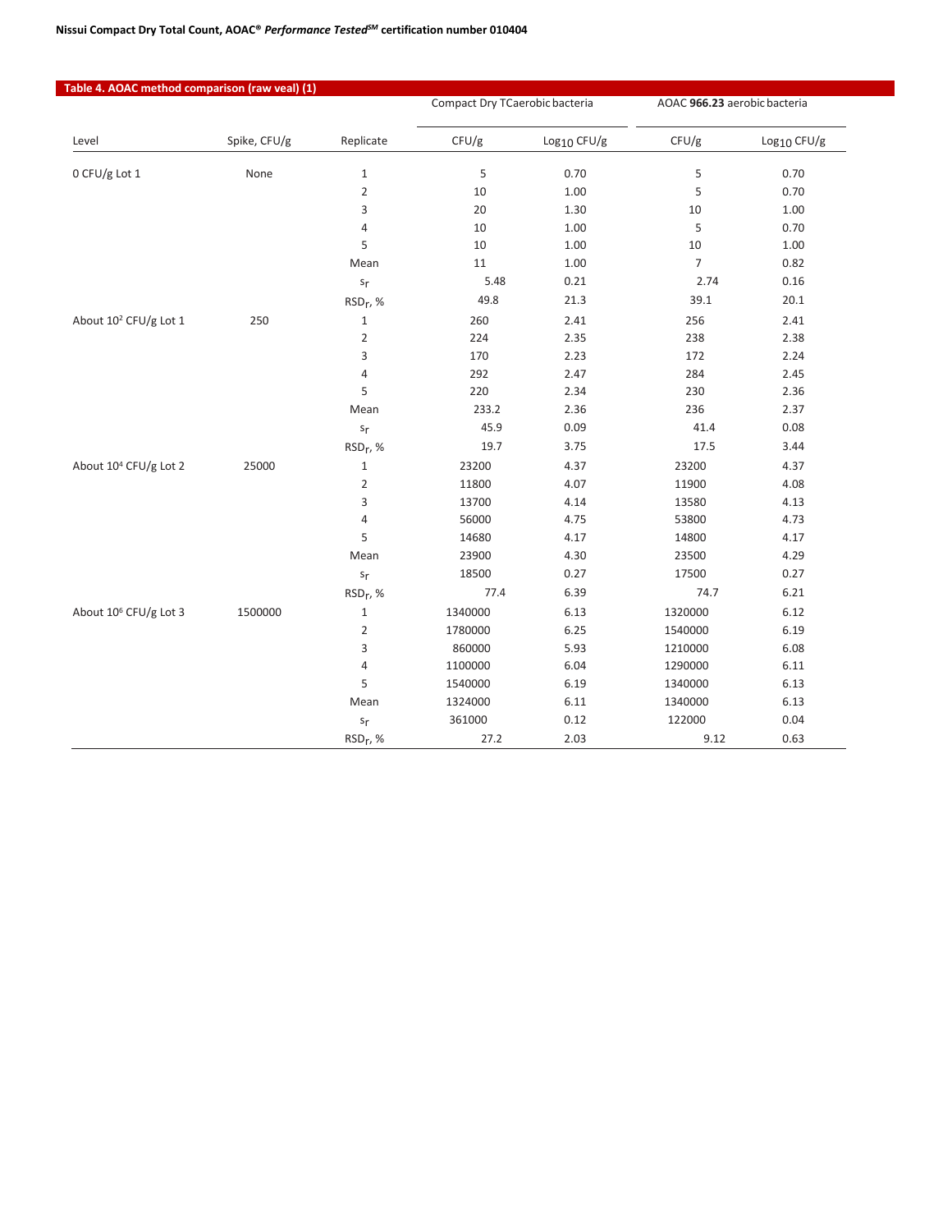**Table 4. AOAC method comparison (raw veal) (1)**

| Level | Spike, CFU/g | Replicate | Compact Dry TC aerobic bacteria | | AOAC **966.23** aerobic bacteria | |
|---|---|---|---|---|---|---|
| | | | CFU/g | $Log_{10}$ CFU/g | CFU/g | $Log_{10}$ CFU/g |
| 0 CFU/g Lot 1 | None | 1 | 5 | 0.70 | 5 | 0.70 |
| | | 2 | 10 | 1.00 | 5 | 0.70 |
| | | 3 | 20 | 1.30 | 10 | 1.00 |
| | | 4 | 10 | 1.00 | 5 | 0.70 |
| | | 5 | 10 | 1.00 | 10 | 1.00 |
| | | Mean | 11 | 1.00 | 7 | 0.82 |
| | | $s_r$ | 5.48 | 0.21 | 2.74 | 0.16 |
| | | $RSD_r$, % | 49.8 | 21.3 | 39.1 | 20.1 |
| About $10^2$ CFU/g Lot 1 | 250 | 1 | 260 | 2.41 | 256 | 2.41 |
| | | 2 | 224 | 2.35 | 238 | 2.38 |
| | | 3 | 170 | 2.23 | 172 | 2.24 |
| | | 4 | 292 | 2.47 | 284 | 2.45 |
| | | 5 | 220 | 2.34 | 230 | 2.36 |
| | | Mean | 233.2 | 2.36 | 236 | 2.37 |
| | | $s_r$ | 45.9 | 0.09 | 41.4 | 0.08 |
| | | $RSD_r$, % | 19.7 | 3.75 | 17.5 | 3.44 |
| About $10^4$ CFU/g Lot 2 | 25000 | 1 | 23200 | 4.37 | 23200 | 4.37 |
| | | 2 | 11800 | 4.07 | 11900 | 4.08 |
| | | 3 | 13700 | 4.14 | 13580 | 4.13 |
| | | 4 | 56000 | 4.75 | 53800 | 4.73 |
| | | 5 | 14680 | 4.17 | 14800 | 4.17 |
| | | Mean | 23900 | 4.30 | 23500 | 4.29 |
| | | $s_r$ | 18500 | 0.27 | 17500 | 0.27 |
| | | $RSD_r$, % | 77.4 | 6.39 | 74.7 | 6.21 |
| About $10^6$ CFU/g Lot 3 | 1500000 | 1 | 1340000 | 6.13 | 1320000 | 6.12 |
| | | 2 | 1780000 | 6.25 | 1540000 | 6.19 |
| | | 3 | 860000 | 5.93 | 1210000 | 6.08 |
| | | 4 | 1100000 | 6.04 | 1290000 | 6.11 |
| | | 5 | 1540000 | 6.19 | 1340000 | 6.13 |
| | | Mean | 1324000 | 6.11 | 1340000 | 6.13 |
| | | $s_r$ | 361000 | 0.12 | 122000 | 0.04 |
| | | $RSD_r$, % | 27.2 | 2.03 | 9.12 | 0.63 |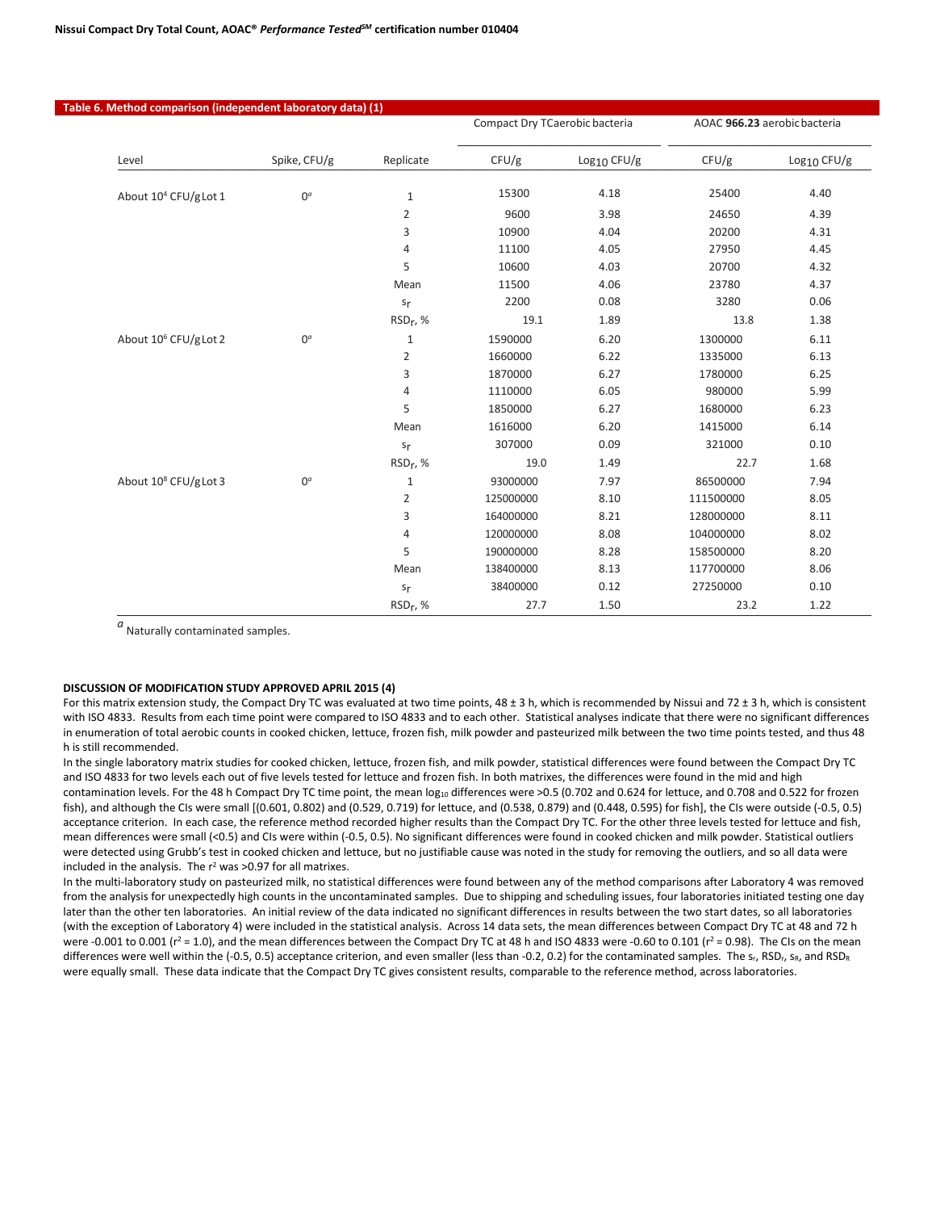**Table 6. Method comparison (independent laboratory data) (1)**

| Level | Spike, CFU/g | Replicate | Compact Dry TCaerobic bacteria | | AOAC **966.23** aerobic bacteria | |
|---|---|---|---|---|---|---|
| | | | CFU/g | $Log_{10}$ CFU/g | CFU/g | $Log_{10}$ CFU/g |
| About $10^4$ CFU/g Lot 1 | 0[a] | 1 | 15300 | 4.18 | 25400 | 4.40 |
| | | 2 | 9600 | 3.98 | 24650 | 4.39 |
| | | 3 | 10900 | 4.04 | 20200 | 4.31 |
| | | 4 | 11100 | 4.05 | 27950 | 4.45 |
| | | 5 | 10600 | 4.03 | 20700 | 4.32 |
| | | Mean | 11500 | 4.06 | 23780 | 4.37 |
| | | $s_r$ | 2200 | 0.08 | 3280 | 0.06 |
| | | $RSD_r$, % | 19.1 | 1.89 | 13.8 | 1.38 |
| About $10^6$ CFU/g Lot 2 | 0[a] | 1 | 1590000 | 6.20 | 1300000 | 6.11 |
| | | 2 | 1660000 | 6.22 | 1335000 | 6.13 |
| | | 3 | 1870000 | 6.27 | 1780000 | 6.25 |
| | | 4 | 1110000 | 6.05 | 980000 | 5.99 |
| | | 5 | 1850000 | 6.27 | 1680000 | 6.23 |
| | | Mean | 1616000 | 6.20 | 1415000 | 6.14 |
| | | $s_r$ | 307000 | 0.09 | 321000 | 0.10 |
| | | $RSD_r$, % | 19.0 | 1.49 | 22.7 | 1.68 |
| About $10^8$ CFU/g Lot 3 | 0[a] | 1 | 93000000 | 7.97 | 86500000 | 7.94 |
| | | 2 | 125000000 | 8.10 | 111500000 | 8.05 |
| | | 3 | 164000000 | 8.21 | 128000000 | 8.11 |
| | | 4 | 120000000 | 8.08 | 104000000 | 8.02 |
| | | 5 | 190000000 | 8.28 | 158500000 | 8.20 |
| | | Mean | 138400000 | 8.13 | 117700000 | 8.06 |
| | | $s_r$ | 38400000 | 0.12 | 27250000 | 0.10 |
| | | $RSD_r$, % | 27.7 | 1.50 | 23.2 | 1.22 |

[a] Naturally contaminated samples.

**DISCUSSION OF MODIFICATION STUDY APPROVED APRIL 2015 (4)**

For this matrix extension study, the Compact Dry TC was evaluated at two time points, 48 ± 3 h, which is recommended by Nissui and 72 ± 3 h, which is consistent with ISO 4833. Results from each time point were compared to ISO 4833 and to each other. Statistical analyses indicate that there were no significant differences in enumeration of total aerobic counts in cooked chicken, lettuce, frozen fish, milk powder and pasteurized milk between the two time points tested, and thus 48 h is still recommended.

In the single laboratory matrix studies for cooked chicken, lettuce, frozen fish, and milk powder, statistical differences were found between the Compact Dry TC and ISO 4833 for two levels each out of five levels tested for lettuce and frozen fish. In both matrixes, the differences were found in the mid and high contamination levels. For the 48 h Compact Dry TC time point, the mean $log_{10}$ differences were >0.5 (0.702 and 0.624 for lettuce, and 0.708 and 0.522 for frozen fish), and although the CIs were small [(0.601, 0.802) and (0.529, 0.719) for lettuce, and (0.538, 0.879) and (0.448, 0.595) for fish], the CIs were outside (-0.5, 0.5) acceptance criterion. In each case, the reference method recorded higher results than the Compact Dry TC. For the other three levels tested for lettuce and fish, mean differences were small (<0.5) and CIs were within (-0.5, 0.5). No significant differences were found in cooked chicken and milk powder. Statistical outliers were detected using Grubb's test in cooked chicken and lettuce, but no justifiable cause was noted in the study for removing the outliers, and so all data were included in the analysis. The $r^2$ was >0.97 for all matrixes.

In the multi-laboratory study on pasteurized milk, no statistical differences were found between any of the method comparisons after Laboratory 4 was removed from the analysis for unexpectedly high counts in the uncontaminated samples. Due to shipping and scheduling issues, four laboratories initiated testing one day later than the other ten laboratories. An initial review of the data indicated no significant differences in results between the two start dates, so all laboratories (with the exception of Laboratory 4) were included in the statistical analysis. Across 14 data sets, the mean differences between Compact Dry TC at 48 and 72 h were -0.001 to 0.001 ($r^2$ = 1.0), and the mean differences between the Compact Dry TC at 48 h and ISO 4833 were -0.60 to 0.101 ($r^2$ = 0.98). The CIs on the mean differences were well within the (-0.5, 0.5) acceptance criterion, and even smaller (less than -0.2, 0.2) for the contaminated samples. The $s_r$, $RSD_r$, $s_R$, and $RSD_R$ were equally small. These data indicate that the Compact Dry TC gives consistent results, comparable to the reference method, across laboratories.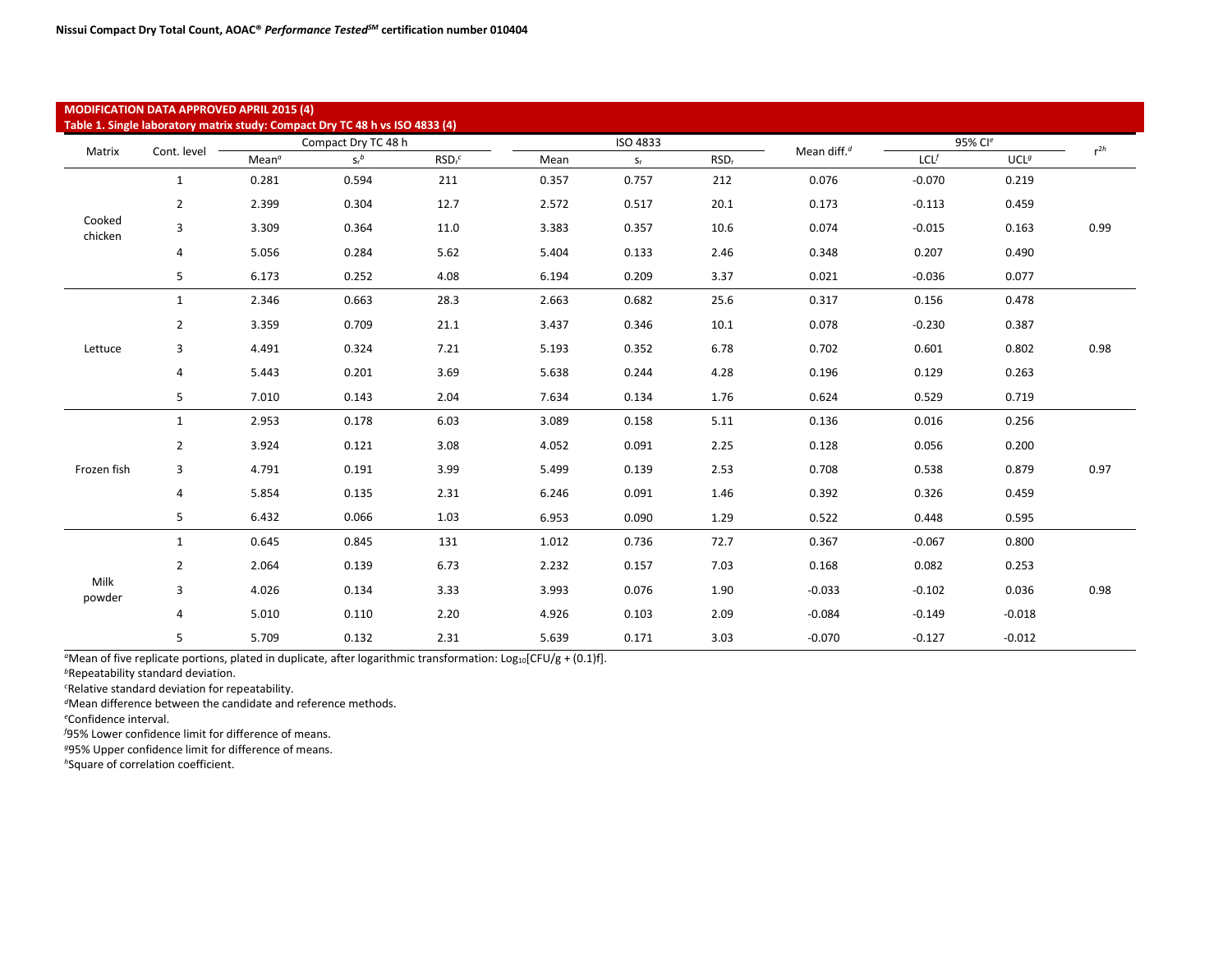**MODIFICATION DATA APPROVED APRIL 2015 (4)**

**Table 1. Single laboratory matrix study: Compact Dry TC 48 h vs ISO 4833 (4)**

| Matrix | Cont. level | Compact Dry TC 48 h | | | ISO 4833 | | | Mean diff.[d] | 95% CI[e] | | $r^2$[h] |
|---|---|---|---|---|---|---|---|---|---|---|---|
| | | Mean[a] | $s_r$[b] | $RSD_r$[c] | Mean | $s_r$ | $RSD_r$ | | LCL[f] | UCL[g] | |
| Cooked chicken | 1 | 0.281 | 0.594 | 211 | 0.357 | 0.757 | 212 | 0.076 | -0.070 | 0.219 | 0.99 |
| | 2 | 2.399 | 0.304 | 12.7 | 2.572 | 0.517 | 20.1 | 0.173 | -0.113 | 0.459 | |
| | 3 | 3.309 | 0.364 | 11.0 | 3.383 | 0.357 | 10.6 | 0.074 | -0.015 | 0.163 | |
| | 4 | 5.056 | 0.284 | 5.62 | 5.404 | 0.133 | 2.46 | 0.348 | 0.207 | 0.490 | |
| | 5 | 6.173 | 0.252 | 4.08 | 6.194 | 0.209 | 3.37 | 0.021 | -0.036 | 0.077 | |
| Lettuce | 1 | 2.346 | 0.663 | 28.3 | 2.663 | 0.682 | 25.6 | 0.317 | 0.156 | 0.478 | 0.98 |
| | 2 | 3.359 | 0.709 | 21.1 | 3.437 | 0.346 | 10.1 | 0.078 | -0.230 | 0.387 | |
| | 3 | 4.491 | 0.324 | 7.21 | 5.193 | 0.352 | 6.78 | 0.702 | 0.601 | 0.802 | |
| | 4 | 5.443 | 0.201 | 3.69 | 5.638 | 0.244 | 4.28 | 0.196 | 0.129 | 0.263 | |
| | 5 | 7.010 | 0.143 | 2.04 | 7.634 | 0.134 | 1.76 | 0.624 | 0.529 | 0.719 | |
| Frozen fish | 1 | 2.953 | 0.178 | 6.03 | 3.089 | 0.158 | 5.11 | 0.136 | 0.016 | 0.256 | 0.97 |
| | 2 | 3.924 | 0.121 | 3.08 | 4.052 | 0.091 | 2.25 | 0.128 | 0.056 | 0.200 | |
| | 3 | 4.791 | 0.191 | 3.99 | 5.499 | 0.139 | 2.53 | 0.708 | 0.538 | 0.879 | |
| | 4 | 5.854 | 0.135 | 2.31 | 6.246 | 0.091 | 1.46 | 0.392 | 0.326 | 0.459 | |
| | 5 | 6.432 | 0.066 | 1.03 | 6.953 | 0.090 | 1.29 | 0.522 | 0.448 | 0.595 | |
| Milk powder | 1 | 0.645 | 0.845 | 131 | 1.012 | 0.736 | 72.7 | 0.367 | -0.067 | 0.800 | 0.98 |
| | 2 | 2.064 | 0.139 | 6.73 | 2.232 | 0.157 | 7.03 | 0.168 | 0.082 | 0.253 | |
| | 3 | 4.026 | 0.134 | 3.33 | 3.993 | 0.076 | 1.90 | -0.033 | -0.102 | 0.036 | |
| | 4 | 5.010 | 0.110 | 2.20 | 4.926 | 0.103 | 2.09 | -0.084 | -0.149 | -0.018 | |
| | 5 | 5.709 | 0.132 | 2.31 | 5.639 | 0.171 | 3.03 | -0.070 | -0.127 | -0.012 | |

[a]Mean of five replicate portions, plated in duplicate, after logarithmic transformation: $Log_{10}[CFU/g + (0.1)f]$.

[b]Repeatability standard deviation.

[c]Relative standard deviation for repeatability.

[d]Mean difference between the candidate and reference methods.

[e]Confidence interval.

[f]95% Lower confidence limit for difference of means.

[g]95% Upper confidence limit for difference of means.

[h]Square of correlation coefficient.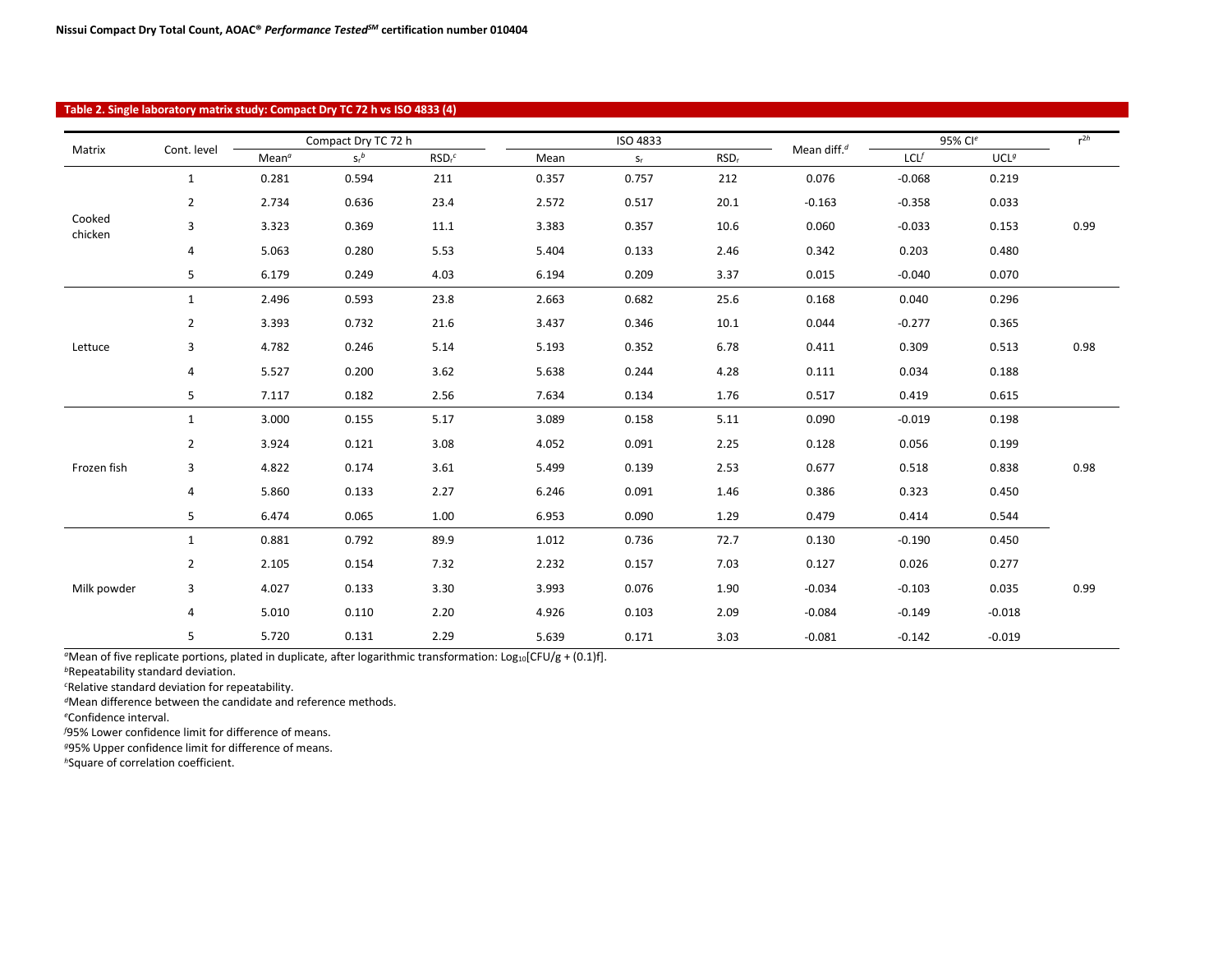**Table 2. Single laboratory matrix study: Compact Dry TC 72 h vs ISO 4833 (4)**

| Matrix | Cont. level | Compact Dry TC 72 h | | | ISO 4833 | | | Mean diff.[d] | 95% CI[e] | | $r^2$ [h] |
|---|---|---|---|---|---|---|---|---|---|---|---|
| | | Mean[a] | $s_r$ [b] | $RSD_r$ [c] | Mean | $s_r$ | $RSD_r$ | | LCL[f] | UCL[g] | |
| Cooked chicken | 1 | 0.281 | 0.594 | 211 | 0.357 | 0.757 | 212 | 0.076 | -0.068 | 0.219 | 0.99 |
| | 2 | 2.734 | 0.636 | 23.4 | 2.572 | 0.517 | 20.1 | -0.163 | -0.358 | 0.033 | |
| | 3 | 3.323 | 0.369 | 11.1 | 3.383 | 0.357 | 10.6 | 0.060 | -0.033 | 0.153 | |
| | 4 | 5.063 | 0.280 | 5.53 | 5.404 | 0.133 | 2.46 | 0.342 | 0.203 | 0.480 | |
| | 5 | 6.179 | 0.249 | 4.03 | 6.194 | 0.209 | 3.37 | 0.015 | -0.040 | 0.070 | |
| Lettuce | 1 | 2.496 | 0.593 | 23.8 | 2.663 | 0.682 | 25.6 | 0.168 | 0.040 | 0.296 | 0.98 |
| | 2 | 3.393 | 0.732 | 21.6 | 3.437 | 0.346 | 10.1 | 0.044 | -0.277 | 0.365 | |
| | 3 | 4.782 | 0.246 | 5.14 | 5.193 | 0.352 | 6.78 | 0.411 | 0.309 | 0.513 | |
| | 4 | 5.527 | 0.200 | 3.62 | 5.638 | 0.244 | 4.28 | 0.111 | 0.034 | 0.188 | |
| | 5 | 7.117 | 0.182 | 2.56 | 7.634 | 0.134 | 1.76 | 0.517 | 0.419 | 0.615 | |
| Frozen fish | 1 | 3.000 | 0.155 | 5.17 | 3.089 | 0.158 | 5.11 | 0.090 | -0.019 | 0.198 | 0.98 |
| | 2 | 3.924 | 0.121 | 3.08 | 4.052 | 0.091 | 2.25 | 0.128 | 0.056 | 0.199 | |
| | 3 | 4.822 | 0.174 | 3.61 | 5.499 | 0.139 | 2.53 | 0.677 | 0.518 | 0.838 | |
| | 4 | 5.860 | 0.133 | 2.27 | 6.246 | 0.091 | 1.46 | 0.386 | 0.323 | 0.450 | |
| | 5 | 6.474 | 0.065 | 1.00 | 6.953 | 0.090 | 1.29 | 0.479 | 0.414 | 0.544 | |
| Milk powder | 1 | 0.881 | 0.792 | 89.9 | 1.012 | 0.736 | 72.7 | 0.130 | -0.190 | 0.450 | 0.99 |
| | 2 | 2.105 | 0.154 | 7.32 | 2.232 | 0.157 | 7.03 | 0.127 | 0.026 | 0.277 | |
| | 3 | 4.027 | 0.133 | 3.30 | 3.993 | 0.076 | 1.90 | -0.034 | -0.103 | 0.035 | |
| | 4 | 5.010 | 0.110 | 2.20 | 4.926 | 0.103 | 2.09 | -0.084 | -0.149 | -0.018 | |
| | 5 | 5.720 | 0.131 | 2.29 | 5.639 | 0.171 | 3.03 | -0.081 | -0.142 | -0.019 | |

[a]Mean of five replicate portions, plated in duplicate, after logarithmic transformation: $Log_{10}$[CFU/g + (0.1)f].

[b]Repeatability standard deviation.

[c]Relative standard deviation for repeatability.

[d]Mean difference between the candidate and reference methods.

[e]Confidence interval.

[f]95% Lower confidence limit for difference of means.

[g]95% Upper confidence limit for difference of means.

[h]Square of correlation coefficient.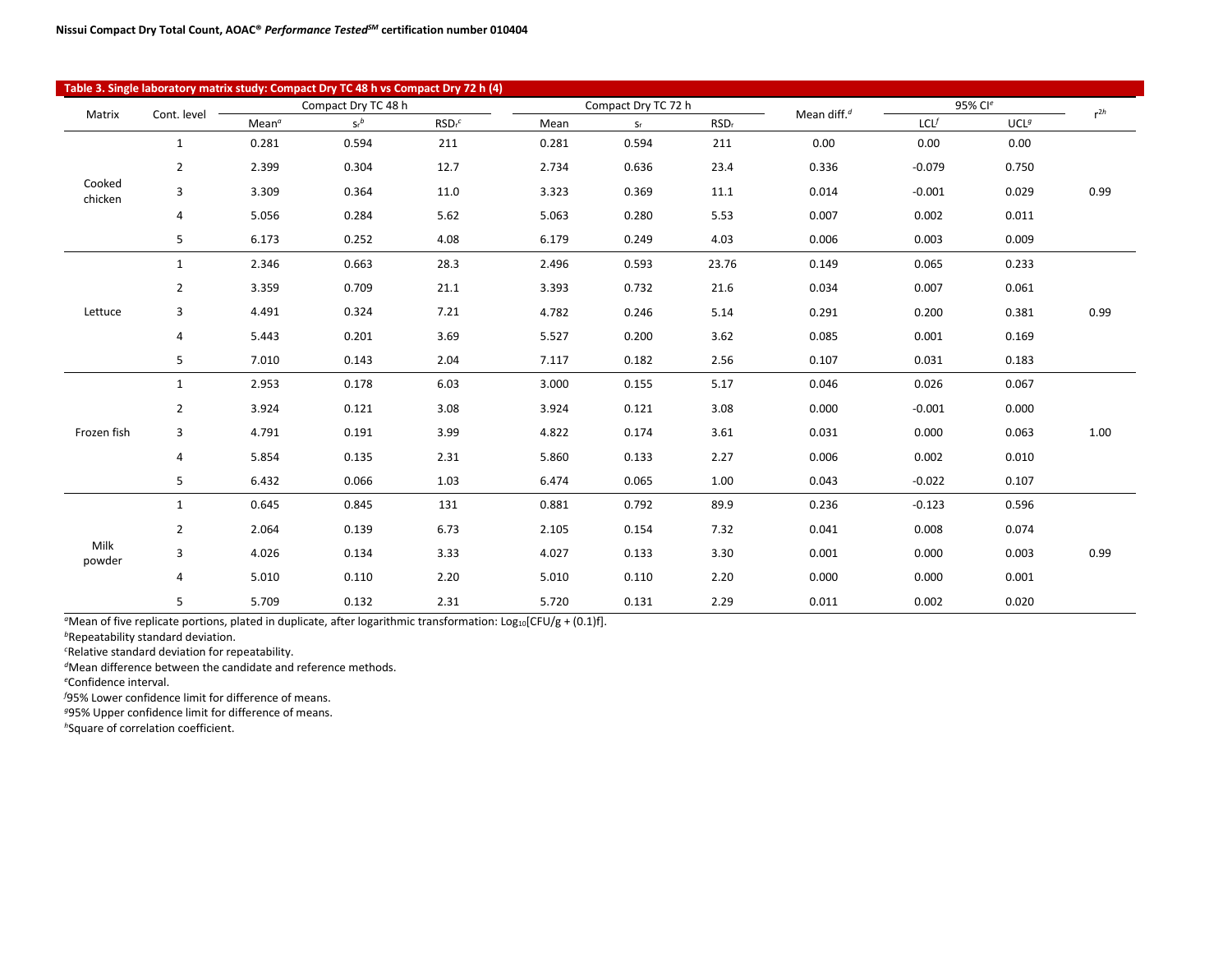**Table 3. Single laboratory matrix study: Compact Dry TC 48 h vs Compact Dry 72 h (4)**

| Matrix | Cont. level | Compact Dry TC 48 h | | | Compact Dry TC 72 h | | | Mean diff.[d] | 95% CI[e] | | $r^2$[h] |
|---|---|---|---|---|---|---|---|---|---|---|---|
| | | Mean[a] | $s_r$[b] | $RSD_r$[c] | Mean | $s_r$ | $RSD_r$ | | LCL[f] | UCL[g] | |
| Cooked chicken | 1 | 0.281 | 0.594 | 211 | 0.281 | 0.594 | 211 | 0.00 | 0.00 | 0.00 | 0.99 |
| | 2 | 2.399 | 0.304 | 12.7 | 2.734 | 0.636 | 23.4 | 0.336 | -0.079 | 0.750 | |
| | 3 | 3.309 | 0.364 | 11.0 | 3.323 | 0.369 | 11.1 | 0.014 | -0.001 | 0.029 | |
| | 4 | 5.056 | 0.284 | 5.62 | 5.063 | 0.280 | 5.53 | 0.007 | 0.002 | 0.011 | |
| | 5 | 6.173 | 0.252 | 4.08 | 6.179 | 0.249 | 4.03 | 0.006 | 0.003 | 0.009 | |
| Lettuce | 1 | 2.346 | 0.663 | 28.3 | 2.496 | 0.593 | 23.76 | 0.149 | 0.065 | 0.233 | 0.99 |
| | 2 | 3.359 | 0.709 | 21.1 | 3.393 | 0.732 | 21.6 | 0.034 | 0.007 | 0.061 | |
| | 3 | 4.491 | 0.324 | 7.21 | 4.782 | 0.246 | 5.14 | 0.291 | 0.200 | 0.381 | |
| | 4 | 5.443 | 0.201 | 3.69 | 5.527 | 0.200 | 3.62 | 0.085 | 0.001 | 0.169 | |
| | 5 | 7.010 | 0.143 | 2.04 | 7.117 | 0.182 | 2.56 | 0.107 | 0.031 | 0.183 | |
| Frozen fish | 1 | 2.953 | 0.178 | 6.03 | 3.000 | 0.155 | 5.17 | 0.046 | 0.026 | 0.067 | 1.00 |
| | 2 | 3.924 | 0.121 | 3.08 | 3.924 | 0.121 | 3.08 | 0.000 | -0.001 | 0.000 | |
| | 3 | 4.791 | 0.191 | 3.99 | 4.822 | 0.174 | 3.61 | 0.031 | 0.000 | 0.063 | |
| | 4 | 5.854 | 0.135 | 2.31 | 5.860 | 0.133 | 2.27 | 0.006 | 0.002 | 0.010 | |
| | 5 | 6.432 | 0.066 | 1.03 | 6.474 | 0.065 | 1.00 | 0.043 | -0.022 | 0.107 | |
| Milk powder | 1 | 0.645 | 0.845 | 131 | 0.881 | 0.792 | 89.9 | 0.236 | -0.123 | 0.596 | 0.99 |
| | 2 | 2.064 | 0.139 | 6.73 | 2.105 | 0.154 | 7.32 | 0.041 | 0.008 | 0.074 | |
| | 3 | 4.026 | 0.134 | 3.33 | 4.027 | 0.133 | 3.30 | 0.001 | 0.000 | 0.003 | |
| | 4 | 5.010 | 0.110 | 2.20 | 5.010 | 0.110 | 2.20 | 0.000 | 0.000 | 0.001 | |
| | 5 | 5.709 | 0.132 | 2.31 | 5.720 | 0.131 | 2.29 | 0.011 | 0.002 | 0.020 | |

[a]Mean of five replicate portions, plated in duplicate, after logarithmic transformation: $Log_{10}$[CFU/g + (0.1)f].
[b]Repeatability standard deviation.
[c]Relative standard deviation for repeatability.
[d]Mean difference between the candidate and reference methods.
[e]Confidence interval.
[f]95% Lower confidence limit for difference of means.
[g]95% Upper confidence limit for difference of means.
[h]Square of correlation coefficient.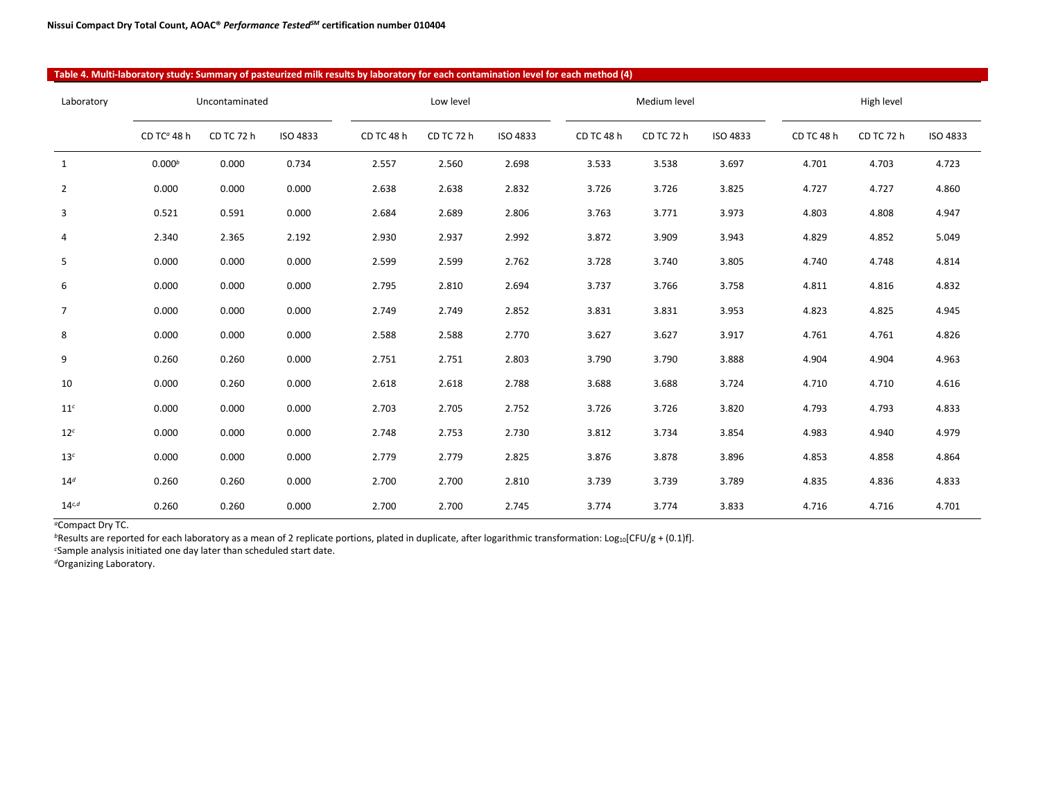**Table 4. Multi-laboratory study: Summary of pasteurized milk results by laboratory for each contamination level for each method (4)**

| Laboratory | Uncontaminated | | | Low level | | | Medium level | | | High level | | |
|---|---|---|---|---|---|---|---|---|---|---|---|---|
| | CD TC[a] 48 h | CD TC 72 h | ISO 4833 | CD TC 48 h | CD TC 72 h | ISO 4833 | CD TC 48 h | CD TC 72 h | ISO 4833 | CD TC 48 h | CD TC 72 h | ISO 4833 |
| 1 | 0.000[b] | 0.000 | 0.734 | 2.557 | 2.560 | 2.698 | 3.533 | 3.538 | 3.697 | 4.701 | 4.703 | 4.723 |
| 2 | 0.000 | 0.000 | 0.000 | 2.638 | 2.638 | 2.832 | 3.726 | 3.726 | 3.825 | 4.727 | 4.727 | 4.860 |
| 3 | 0.521 | 0.591 | 0.000 | 2.684 | 2.689 | 2.806 | 3.763 | 3.771 | 3.973 | 4.803 | 4.808 | 4.947 |
| 4 | 2.340 | 2.365 | 2.192 | 2.930 | 2.937 | 2.992 | 3.872 | 3.909 | 3.943 | 4.829 | 4.852 | 5.049 |
| 5 | 0.000 | 0.000 | 0.000 | 2.599 | 2.599 | 2.762 | 3.728 | 3.740 | 3.805 | 4.740 | 4.748 | 4.814 |
| 6 | 0.000 | 0.000 | 0.000 | 2.795 | 2.810 | 2.694 | 3.737 | 3.766 | 3.758 | 4.811 | 4.816 | 4.832 |
| 7 | 0.000 | 0.000 | 0.000 | 2.749 | 2.749 | 2.852 | 3.831 | 3.831 | 3.953 | 4.823 | 4.825 | 4.945 |
| 8 | 0.000 | 0.000 | 0.000 | 2.588 | 2.588 | 2.770 | 3.627 | 3.627 | 3.917 | 4.761 | 4.761 | 4.826 |
| 9 | 0.260 | 0.260 | 0.000 | 2.751 | 2.751 | 2.803 | 3.790 | 3.790 | 3.888 | 4.904 | 4.904 | 4.963 |
| 10 | 0.000 | 0.260 | 0.000 | 2.618 | 2.618 | 2.788 | 3.688 | 3.688 | 3.724 | 4.710 | 4.710 | 4.616 |
| 11[c] | 0.000 | 0.000 | 0.000 | 2.703 | 2.705 | 2.752 | 3.726 | 3.726 | 3.820 | 4.793 | 4.793 | 4.833 |
| 12[c] | 0.000 | 0.000 | 0.000 | 2.748 | 2.753 | 2.730 | 3.812 | 3.734 | 3.854 | 4.983 | 4.940 | 4.979 |
| 13[c] | 0.000 | 0.000 | 0.000 | 2.779 | 2.779 | 2.825 | 3.876 | 3.878 | 3.896 | 4.853 | 4.858 | 4.864 |
| 14[d] | 0.260 | 0.260 | 0.000 | 2.700 | 2.700 | 2.810 | 3.739 | 3.739 | 3.789 | 4.835 | 4.836 | 4.833 |
| 14[c,d] | 0.260 | 0.260 | 0.000 | 2.700 | 2.700 | 2.745 | 3.774 | 3.774 | 3.833 | 4.716 | 4.716 | 4.701 |

[a]Compact Dry TC.
[b]Results are reported for each laboratory as a mean of 2 replicate portions, plated in duplicate, after logarithmic transformation: $Log_{10}$[CFU/g + (0.1)f].
[c]Sample analysis initiated one day later than scheduled start date.
[d]Organizing Laboratory.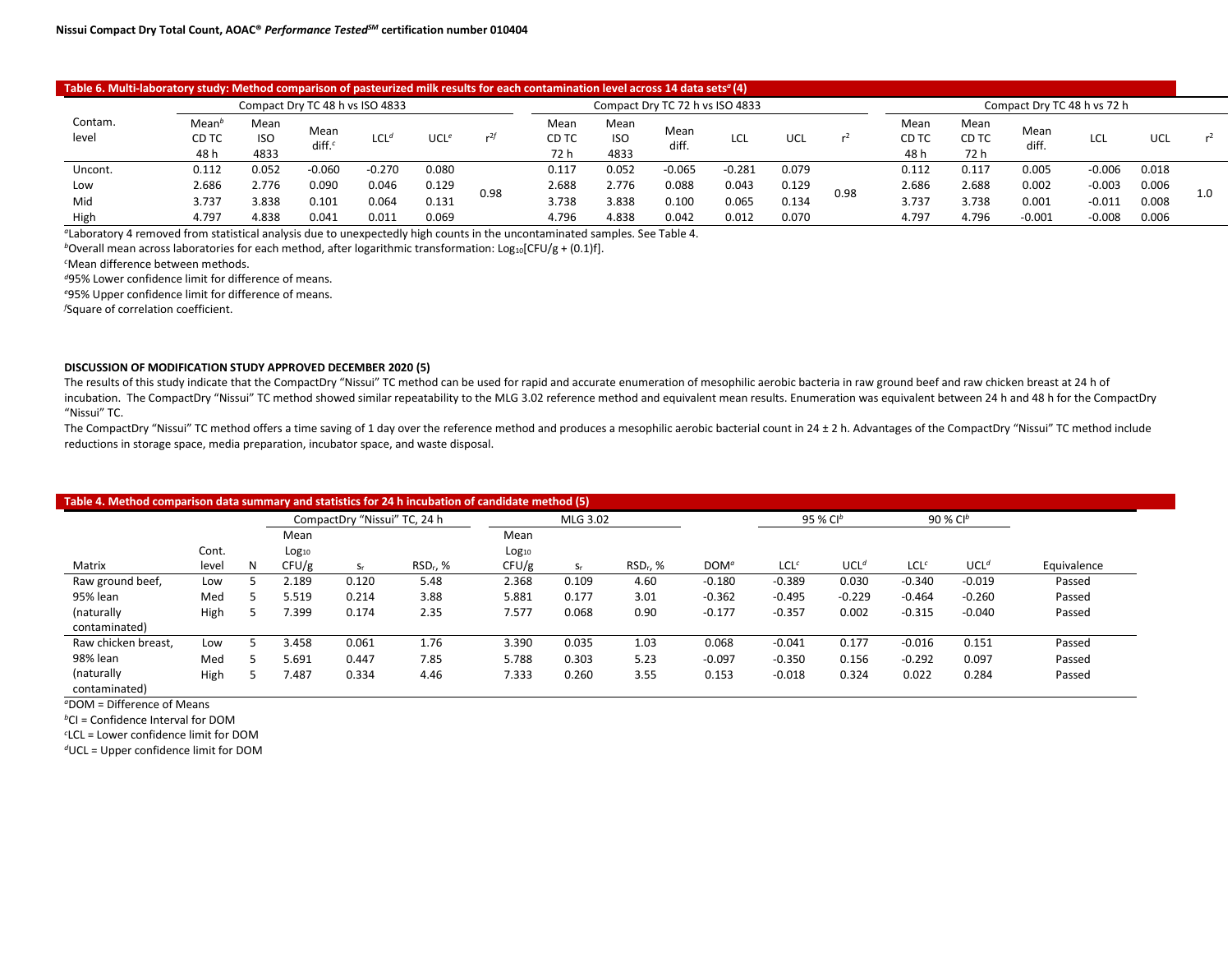**Table 6. Multi-laboratory study: Method comparison of pasteurized milk results for each contamination level across 14 data sets[a] (4)**

| Contam. level | Compact Dry TC 48 h vs ISO 4833 | | | | | | Compact Dry TC 72 h vs ISO 4833 | | | | | | Compact Dry TC 48 h vs 72 h | | | | | |
|---|---|---|---|---|---|---|---|---|---|---|---|---|---|---|---|---|---|---|
| | Mean[b] CD TC 48 h | Mean ISO 4833 | Mean diff.[c] | LCL[d] | UCL[e] | $r^{2f}$ | Mean CD TC 72 h | Mean ISO 4833 | Mean diff. | LCL | UCL | $r^2$ | Mean CD TC 48 h | Mean CD TC 72 h | Mean diff. | LCL | UCL | $r^2$ |
| Uncont. | 0.112 | 0.052 | -0.060 | -0.270 | 0.080 | 0.98 | 0.117 | 0.052 | -0.065 | -0.281 | 0.079 | 0.98 | 0.112 | 0.117 | 0.005 | -0.006 | 0.018 | 1.0 |
| Low | 2.686 | 2.776 | 0.090 | 0.046 | 0.129 | | 2.688 | 2.776 | 0.088 | 0.043 | 0.129 | | 2.686 | 2.688 | 0.002 | -0.003 | 0.006 | |
| Mid | 3.737 | 3.838 | 0.101 | 0.064 | 0.131 | | 3.738 | 3.838 | 0.100 | 0.065 | 0.134 | | 3.737 | 3.738 | 0.001 | -0.011 | 0.008 | |
| High | 4.797 | 4.838 | 0.041 | 0.011 | 0.069 | | 4.796 | 4.838 | 0.042 | 0.012 | 0.070 | | 4.797 | 4.796 | -0.001 | -0.008 | 0.006 | |

[a]Laboratory 4 removed from statistical analysis due to unexpectedly high counts in the uncontaminated samples. See Table 4.

[b]Overall mean across laboratories for each method, after logarithmic transformation: $\text{Log}_{10}[\text{CFU/g} + (0.1)f]$.

[c]Mean difference between methods.

[d]95% Lower confidence limit for difference of means.

[e]95% Upper confidence limit for difference of means.

[f]Square of correlation coefficient.

**DISCUSSION OF MODIFICATION STUDY APPROVED DECEMBER 2020 (5)**

The results of this study indicate that the CompactDry "Nissui" TC method can be used for rapid and accurate enumeration of mesophilic aerobic bacteria in raw ground beef and raw chicken breast at 24 h of incubation. The CompactDry "Nissui" TC method showed similar repeatability to the MLG 3.02 reference method and equivalent mean results. Enumeration was equivalent between 24 h and 48 h for the CompactDry "Nissui" TC.

The CompactDry "Nissui" TC method offers a time saving of 1 day over the reference method and produces a mesophilic aerobic bacterial count in 24 ± 2 h. Advantages of the CompactDry "Nissui" TC method include reductions in storage space, media preparation, incubator space, and waste disposal.

**Table 4. Method comparison data summary and statistics for 24 h incubation of candidate method (5)**

| Matrix | Cont. level | N | CompactDry "Nissui" TC, 24 h | | | MLG 3.02 | | | DOM[a] | 95 % CI[b] | | 90 % CI[b] | | Equivalence |
|---|---|---|---|---|---|---|---|---|---|---|---|---|---|---|
| | | | Mean $\text{Log}_{10}$ CFU/g | $s_r$ | $RSD_r$, % | Mean $\text{Log}_{10}$ CFU/g | $s_r$ | $RSD_r$, % | | LCL[c] | UCL[d] | LCL[c] | UCL[d] | |
| Raw ground beef, 95% lean (naturally contaminated) | Low | 5 | 2.189 | 0.120 | 5.48 | 2.368 | 0.109 | 4.60 | -0.180 | -0.389 | 0.030 | -0.340 | -0.019 | Passed |
| | Med | 5 | 5.519 | 0.214 | 3.88 | 5.881 | 0.177 | 3.01 | -0.362 | -0.495 | -0.229 | -0.464 | -0.260 | Passed |
| | High | 5 | 7.399 | 0.174 | 2.35 | 7.577 | 0.068 | 0.90 | -0.177 | -0.357 | 0.002 | -0.315 | -0.040 | Passed |
| Raw chicken breast, 98% lean (naturally contaminated) | Low | 5 | 3.458 | 0.061 | 1.76 | 3.390 | 0.035 | 1.03 | 0.068 | -0.041 | 0.177 | -0.016 | 0.151 | Passed |
| | Med | 5 | 5.691 | 0.447 | 7.85 | 5.788 | 0.303 | 5.23 | -0.097 | -0.350 | 0.156 | -0.292 | 0.097 | Passed |
| | High | 5 | 7.487 | 0.334 | 4.46 | 7.333 | 0.260 | 3.55 | 0.153 | -0.018 | 0.324 | 0.022 | 0.284 | Passed |

[a]DOM = Difference of Means

[b]CI = Confidence Interval for DOM

[c]LCL = Lower confidence limit for DOM

[d]UCL = Upper confidence limit for DOM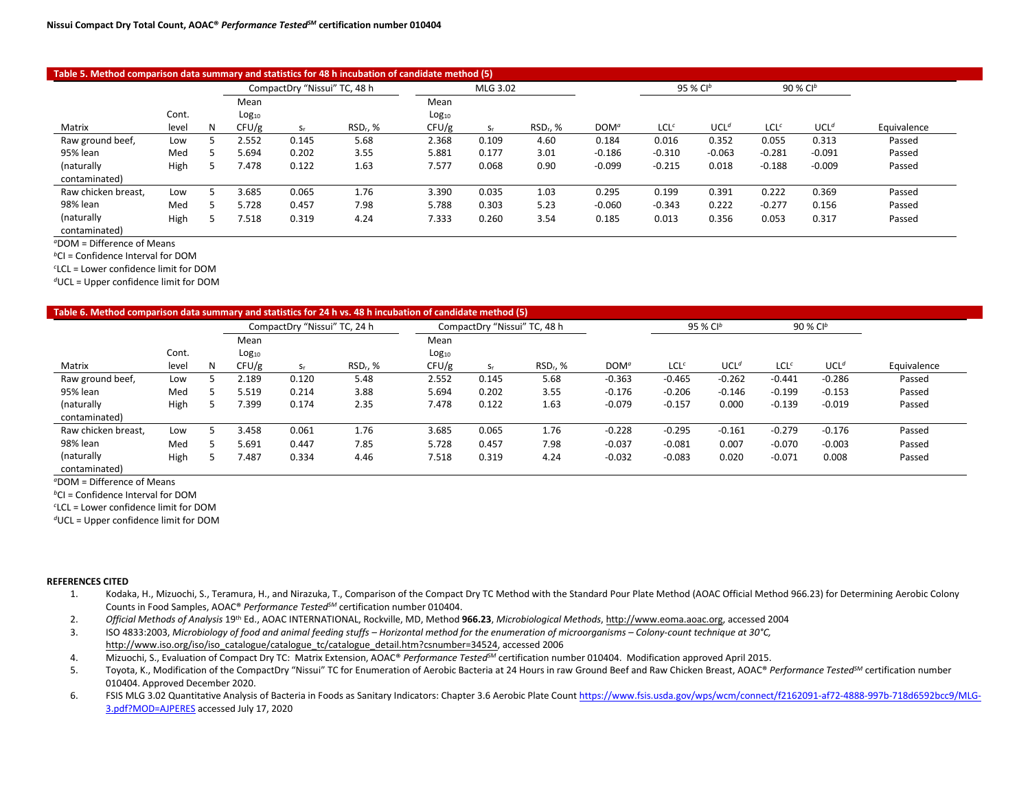**Table 5. Method comparison data summary and statistics for 48 h incubation of candidate method (5)**

| | | | CompactDry "Nissui" TC, 48 h | | | MLG 3.02 | | | | 95 % CI[b] | | 90 % CI[b] | | |
|---|---|---|---|---|---|---|---|---|---|---|---|---|---|---|
| Matrix | Cont. level | N | Mean $Log_{10}$ CFU/g | $s_r$ | $RSD_r$, % | Mean $Log_{10}$ CFU/g | $s_r$ | $RSD_r$, % | DOM[a] | LCL[c] | UCL[d] | LCL[c] | UCL[d] | Equivalence |
| Raw ground beef, 95% lean (naturally contaminated) | Low | 5 | 2.552 | 0.145 | 5.68 | 2.368 | 0.109 | 4.60 | 0.184 | 0.016 | 0.352 | 0.055 | 0.313 | Passed |
| | Med | 5 | 5.694 | 0.202 | 3.55 | 5.881 | 0.177 | 3.01 | -0.186 | -0.310 | -0.063 | -0.281 | -0.091 | Passed |
| | High | 5 | 7.478 | 0.122 | 1.63 | 7.577 | 0.068 | 0.90 | -0.099 | -0.215 | 0.018 | -0.188 | -0.009 | Passed |
| Raw chicken breast, 98% lean (naturally contaminated) | Low | 5 | 3.685 | 0.065 | 1.76 | 3.390 | 0.035 | 1.03 | 0.295 | 0.199 | 0.391 | 0.222 | 0.369 | Passed |
| | Med | 5 | 5.728 | 0.457 | 7.98 | 5.788 | 0.303 | 5.23 | -0.060 | -0.343 | 0.222 | -0.277 | 0.156 | Passed |
| | High | 5 | 7.518 | 0.319 | 4.24 | 7.333 | 0.260 | 3.54 | 0.185 | 0.013 | 0.356 | 0.053 | 0.317 | Passed |

[a]DOM = Difference of Means

[b]CI = Confidence Interval for DOM

[c]LCL = Lower confidence limit for DOM

[d]UCL = Upper confidence limit for DOM

**Table 6. Method comparison data summary and statistics for 24 h vs. 48 h incubation of candidate method (5)**

| | | | CompactDry "Nissui" TC, 24 h | | | CompactDry "Nissui" TC, 48 h | | | | 95 % CI[b] | | 90 % CI[b] | | |
|---|---|---|---|---|---|---|---|---|---|---|---|---|---|---|
| Matrix | Cont. level | N | Mean $Log_{10}$ CFU/g | $s_r$ | $RSD_r$, % | Mean $Log_{10}$ CFU/g | $s_r$ | $RSD_r$, % | DOM[a] | LCL[c] | UCL[d] | LCL[c] | UCL[d] | Equivalence |
| Raw ground beef, 95% lean (naturally contaminated) | Low | 5 | 2.189 | 0.120 | 5.48 | 2.552 | 0.145 | 5.68 | -0.363 | -0.465 | -0.262 | -0.441 | -0.286 | Passed |
| | Med | 5 | 5.519 | 0.214 | 3.88 | 5.694 | 0.202 | 3.55 | -0.176 | -0.206 | -0.146 | -0.199 | -0.153 | Passed |
| | High | 5 | 7.399 | 0.174 | 2.35 | 7.478 | 0.122 | 1.63 | -0.079 | -0.157 | 0.000 | -0.139 | -0.019 | Passed |
| Raw chicken breast, 98% lean (naturally contaminated) | Low | 5 | 3.458 | 0.061 | 1.76 | 3.685 | 0.065 | 1.76 | -0.228 | -0.295 | -0.161 | -0.279 | -0.176 | Passed |
| | Med | 5 | 5.691 | 0.447 | 7.85 | 5.728 | 0.457 | 7.98 | -0.037 | -0.081 | 0.007 | -0.070 | -0.003 | Passed |
| | High | 5 | 7.487 | 0.334 | 4.46 | 7.518 | 0.319 | 4.24 | -0.032 | -0.083 | 0.020 | -0.071 | 0.008 | Passed |

[a]DOM = Difference of Means

[b]CI = Confidence Interval for DOM

[c]LCL = Lower confidence limit for DOM

[d]UCL = Upper confidence limit for DOM

## REFERENCES CITED

1. Kodaka, H., Mizuochi, S., Teramura, H., and Nirazuka, T., Comparison of the Compact Dry TC Method with the Standard Pour Plate Method (AOAC Official Method 966.23) for Determining Aerobic Colony Counts in Food Samples, AOAC® *Performance Tested*[SM] certification number 010404.
2. *Official Methods of Analysis* 19th Ed., AOAC INTERNATIONAL, Rockville, MD, Method **966.23**, *Microbiological Methods*, http://www.eoma.aoac.org, accessed 2004
3. ISO 4833:2003, *Microbiology of food and animal feeding stuffs – Horizontal method for the enumeration of microorganisms – Colony-count technique at 30°C,* http://www.iso.org/iso/iso_catalogue/catalogue_tc/catalogue_detail.htm?csnumber=34524, accessed 2006
4. Mizuochi, S., Evaluation of Compact Dry TC: Matrix Extension, AOAC® *Performance Tested*[SM] certification number 010404. Modification approved April 2015.
5. Toyota, K., Modification of the CompactDry "Nissui" TC for Enumeration of Aerobic Bacteria at 24 Hours in raw Ground Beef and Raw Chicken Breast, AOAC® *Performance Tested*[SM] certification number 010404. Approved December 2020.
6. FSIS MLG 3.02 Quantitative Analysis of Bacteria in Foods as Sanitary Indicators: Chapter 3.6 Aerobic Plate Count https://www.fsis.usda.gov/wps/wcm/connect/f2162091-af72-4888-997b-718d6592bcc9/MLG-3.pdf?MOD=AJPERES accessed July 17, 2020